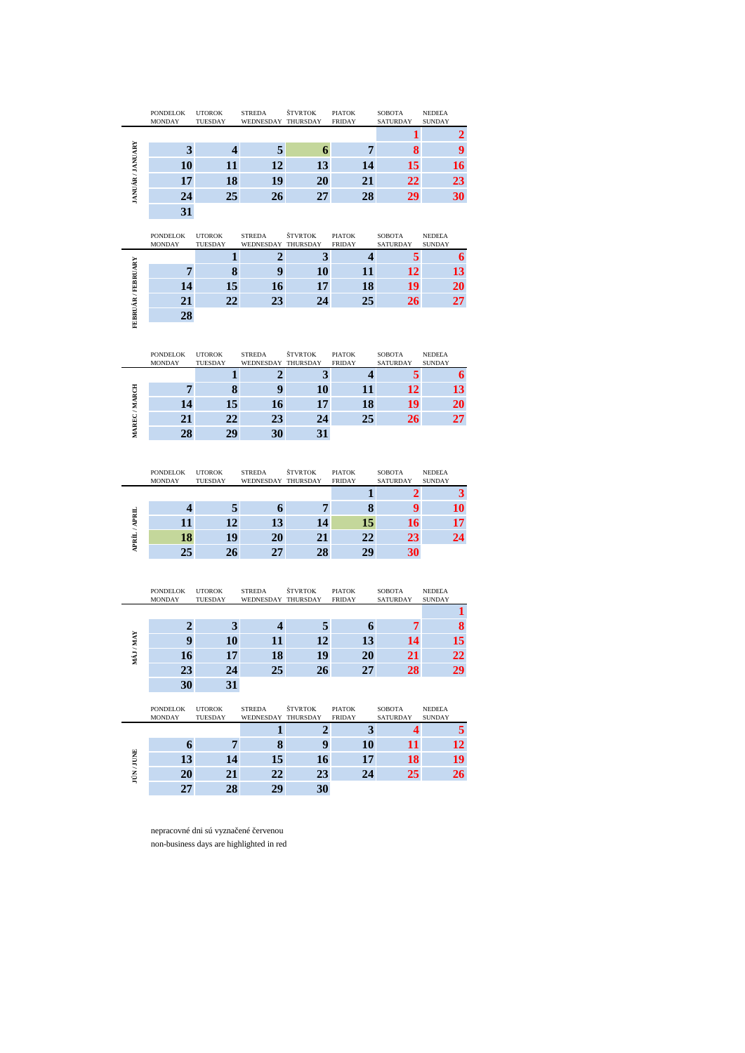## JANUÁR / JANUARY

| PONDELOK MONDAY | UTOROK TUESDAY | STREDA WEDNESDAY | ŠTVRTOK THURSDAY | PIATOK FRIDAY | SOBOTA SATURDAY | NEDEĽA SUNDAY |
|---|---|---|---|---|---|---|
| | | | | | 1 | 2 |
| 3 | 4 | 5 | 6 | 7 | 8 | 9 |
| 10 | 11 | 12 | 13 | 14 | 15 | 16 |
| 17 | 18 | 19 | 20 | 21 | 22 | 23 |
| 24 | 25 | 26 | 27 | 28 | 29 | 30 |
| 31 | | | | | | |

## FEBRUÁR / FEBRUARY

| PONDELOK MONDAY | UTOROK TUESDAY | STREDA WEDNESDAY | ŠTVRTOK THURSDAY | PIATOK FRIDAY | SOBOTA SATURDAY | NEDEĽA SUNDAY |
|---|---|---|---|---|---|---|
| | 1 | 2 | 3 | 4 | 5 | 6 |
| 7 | 8 | 9 | 10 | 11 | 12 | 13 |
| 14 | 15 | 16 | 17 | 18 | 19 | 20 |
| 21 | 22 | 23 | 24 | 25 | 26 | 27 |
| 28 | | | | | | |

## MAREC / MARCH

| PONDELOK MONDAY | UTOROK TUESDAY | STREDA WEDNESDAY | ŠTVRTOK THURSDAY | PIATOK FRIDAY | SOBOTA SATURDAY | NEDEĽA SUNDAY |
|---|---|---|---|---|---|---|
| | 1 | 2 | 3 | 4 | 5 | 6 |
| 7 | 8 | 9 | 10 | 11 | 12 | 13 |
| 14 | 15 | 16 | 17 | 18 | 19 | 20 |
| 21 | 22 | 23 | 24 | 25 | 26 | 27 |
| 28 | 29 | 30 | 31 | | | |

## APRÍL / APRIL

| PONDELOK MONDAY | UTOROK TUESDAY | STREDA WEDNESDAY | ŠTVRTOK THURSDAY | PIATOK FRIDAY | SOBOTA SATURDAY | NEDEĽA SUNDAY |
|---|---|---|---|---|---|---|
| | | | | 1 | 2 | 3 |
| 4 | 5 | 6 | 7 | 8 | 9 | 10 |
| 11 | 12 | 13 | 14 | 15 | 16 | 17 |
| 18 | 19 | 20 | 21 | 22 | 23 | 24 |
| 25 | 26 | 27 | 28 | 29 | 30 | |

## MÁJ / MAY

| PONDELOK MONDAY | UTOROK TUESDAY | STREDA WEDNESDAY | ŠTVRTOK THURSDAY | PIATOK FRIDAY | SOBOTA SATURDAY | NEDEĽA SUNDAY |
|---|---|---|---|---|---|---|
| | | | | | | 1 |
| 2 | 3 | 4 | 5 | 6 | 7 | 8 |
| 9 | 10 | 11 | 12 | 13 | 14 | 15 |
| 16 | 17 | 18 | 19 | 20 | 21 | 22 |
| 23 | 24 | 25 | 26 | 27 | 28 | 29 |
| 30 | 31 | | | | | |

## JÚN / JUNE

| PONDELOK MONDAY | UTOROK TUESDAY | STREDA WEDNESDAY | ŠTVRTOK THURSDAY | PIATOK FRIDAY | SOBOTA SATURDAY | NEDEĽA SUNDAY |
|---|---|---|---|---|---|---|
| | | 1 | 2 | 3 | 4 | 5 |
| 6 | 7 | 8 | 9 | 10 | 11 | 12 |
| 13 | 14 | 15 | 16 | 17 | 18 | 19 |
| 20 | 21 | 22 | 23 | 24 | 25 | 26 |
| 27 | 28 | 29 | 30 | | | |

nepracovné dni sú vyznačené červenou

non-business days are highlighted in red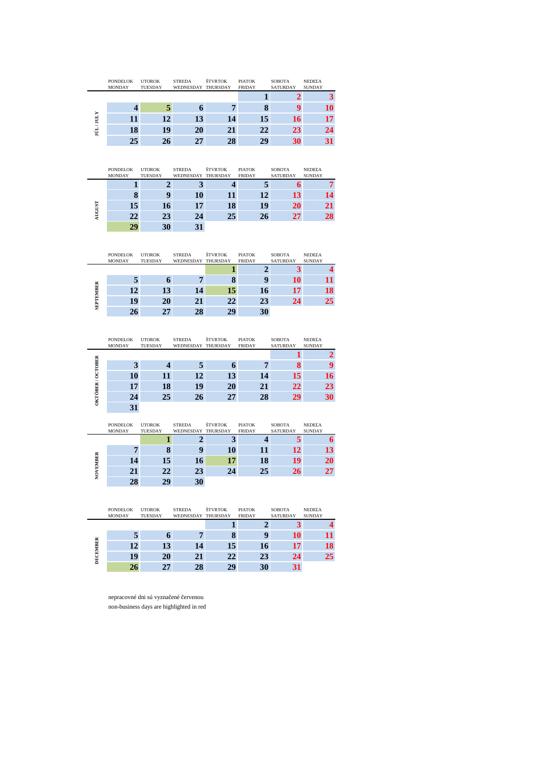## JÚL / JULY

| PONDELOK MONDAY | UTOROK TUESDAY | STREDA WEDNESDAY | ŠTVRTOK THURSDAY | PIATOK FRIDAY | SOBOTA SATURDAY | NEDEĽA SUNDAY |
|---|---|---|---|---|---|---|
| | | | | 1 | 2 | 3 |
| 4 | 5 | 6 | 7 | 8 | 9 | 10 |
| 11 | 12 | 13 | 14 | 15 | 16 | 17 |
| 18 | 19 | 20 | 21 | 22 | 23 | 24 |
| 25 | 26 | 27 | 28 | 29 | 30 | 31 |

## AUGUST

| PONDELOK MONDAY | UTOROK TUESDAY | STREDA WEDNESDAY | ŠTVRTOK THURSDAY | PIATOK FRIDAY | SOBOTA SATURDAY | NEDEĽA SUNDAY |
|---|---|---|---|---|---|---|
| 1 | 2 | 3 | 4 | 5 | 6 | 7 |
| 8 | 9 | 10 | 11 | 12 | 13 | 14 |
| 15 | 16 | 17 | 18 | 19 | 20 | 21 |
| 22 | 23 | 24 | 25 | 26 | 27 | 28 |
| 29 | 30 | 31 | | | | |

## SEPTEMBER

| PONDELOK MONDAY | UTOROK TUESDAY | STREDA WEDNESDAY | ŠTVRTOK THURSDAY | PIATOK FRIDAY | SOBOTA SATURDAY | NEDEĽA SUNDAY |
|---|---|---|---|---|---|---|
| | | | 1 | 2 | 3 | 4 |
| 5 | 6 | 7 | 8 | 9 | 10 | 11 |
| 12 | 13 | 14 | 15 | 16 | 17 | 18 |
| 19 | 20 | 21 | 22 | 23 | 24 | 25 |
| 26 | 27 | 28 | 29 | 30 | | |

## OKTÓBER / OCTOBER

| PONDELOK MONDAY | UTOROK TUESDAY | STREDA WEDNESDAY | ŠTVRTOK THURSDAY | PIATOK FRIDAY | SOBOTA SATURDAY | NEDEĽA SUNDAY |
|---|---|---|---|---|---|---|
| | | | | | 1 | 2 |
| 3 | 4 | 5 | 6 | 7 | 8 | 9 |
| 10 | 11 | 12 | 13 | 14 | 15 | 16 |
| 17 | 18 | 19 | 20 | 21 | 22 | 23 |
| 24 | 25 | 26 | 27 | 28 | 29 | 30 |
| 31 | | | | | | |

## NOVEMBER

| PONDELOK MONDAY | UTOROK TUESDAY | STREDA WEDNESDAY | ŠTVRTOK THURSDAY | PIATOK FRIDAY | SOBOTA SATURDAY | NEDEĽA SUNDAY |
|---|---|---|---|---|---|---|
| | 1 | 2 | 3 | 4 | 5 | 6 |
| 7 | 8 | 9 | 10 | 11 | 12 | 13 |
| 14 | 15 | 16 | 17 | 18 | 19 | 20 |
| 21 | 22 | 23 | 24 | 25 | 26 | 27 |
| 28 | 29 | 30 | | | | |

## DECEMBER

| PONDELOK MONDAY | UTOROK TUESDAY | STREDA WEDNESDAY | ŠTVRTOK THURSDAY | PIATOK FRIDAY | SOBOTA SATURDAY | NEDEĽA SUNDAY |
|---|---|---|---|---|---|---|
| | | | 1 | 2 | 3 | 4 |
| 5 | 6 | 7 | 8 | 9 | 10 | 11 |
| 12 | 13 | 14 | 15 | 16 | 17 | 18 |
| 19 | 20 | 21 | 22 | 23 | 24 | 25 |
| 26 | 27 | 28 | 29 | 30 | 31 | |

nepracovné dni sú vyznačené červenou

non-business days are highlighted in red